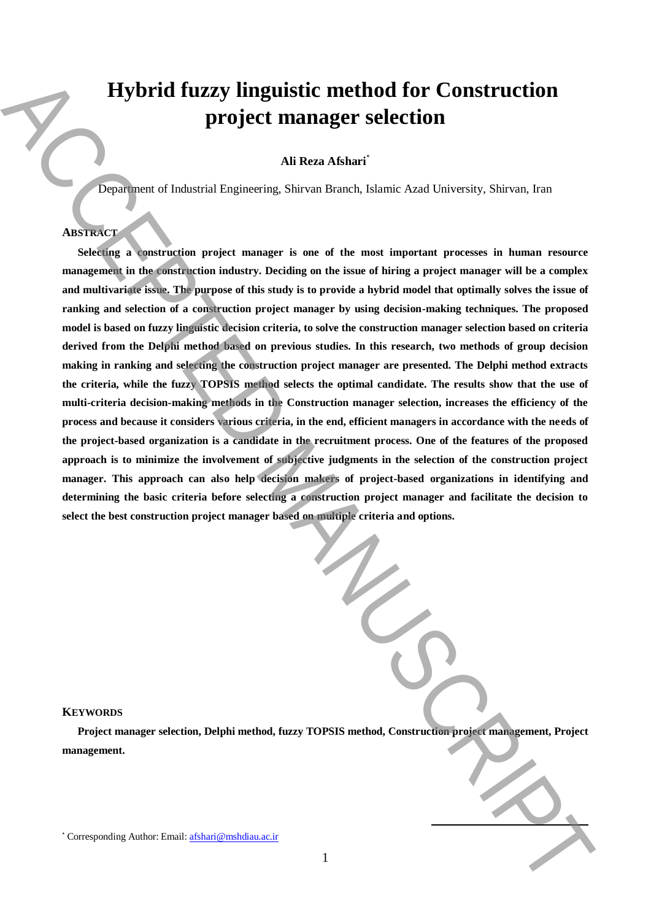# Hybrid fuzzy linguistic method for Construction project manager selection

**Ali Reza Afshari***

Department of Industrial Engineering, Shirvan Branch, Islamic Azad University, Shirvan, Iran

## ABSTRACT

**Selecting a construction project manager is one of the most important processes in human resource management in the construction industry. Deciding on the issue of hiring a project manager will be a complex and multivariate issue. The purpose of this study is to provide a hybrid model that optimally solves the issue of ranking and selection of a construction project manager by using decision-making techniques. The proposed model is based on fuzzy linguistic decision criteria, to solve the construction manager selection based on criteria derived from the Delphi method based on previous studies. In this research, two methods of group decision making in ranking and selecting the construction project manager are presented. The Delphi method extracts the criteria, while the fuzzy TOPSIS method selects the optimal candidate. The results show that the use of multi-criteria decision-making methods in the Construction manager selection, increases the efficiency of the process and because it considers various criteria, in the end, efficient managers in accordance with the needs of the project-based organization is a candidate in the recruitment process. One of the features of the proposed approach is to minimize the involvement of subjective judgments in the selection of the construction project manager. This approach can also help decision makers of project-based organizations in identifying and determining the basic criteria before selecting a construction project manager and facilitate the decision to select the best construction project manager based on multiple criteria and options.**

## KEYWORDS

**Project manager selection, Delphi method, fuzzy TOPSIS method, Construction project management, Project management.**

* Corresponding Author: Email: afshari@mshdiau.ac.ir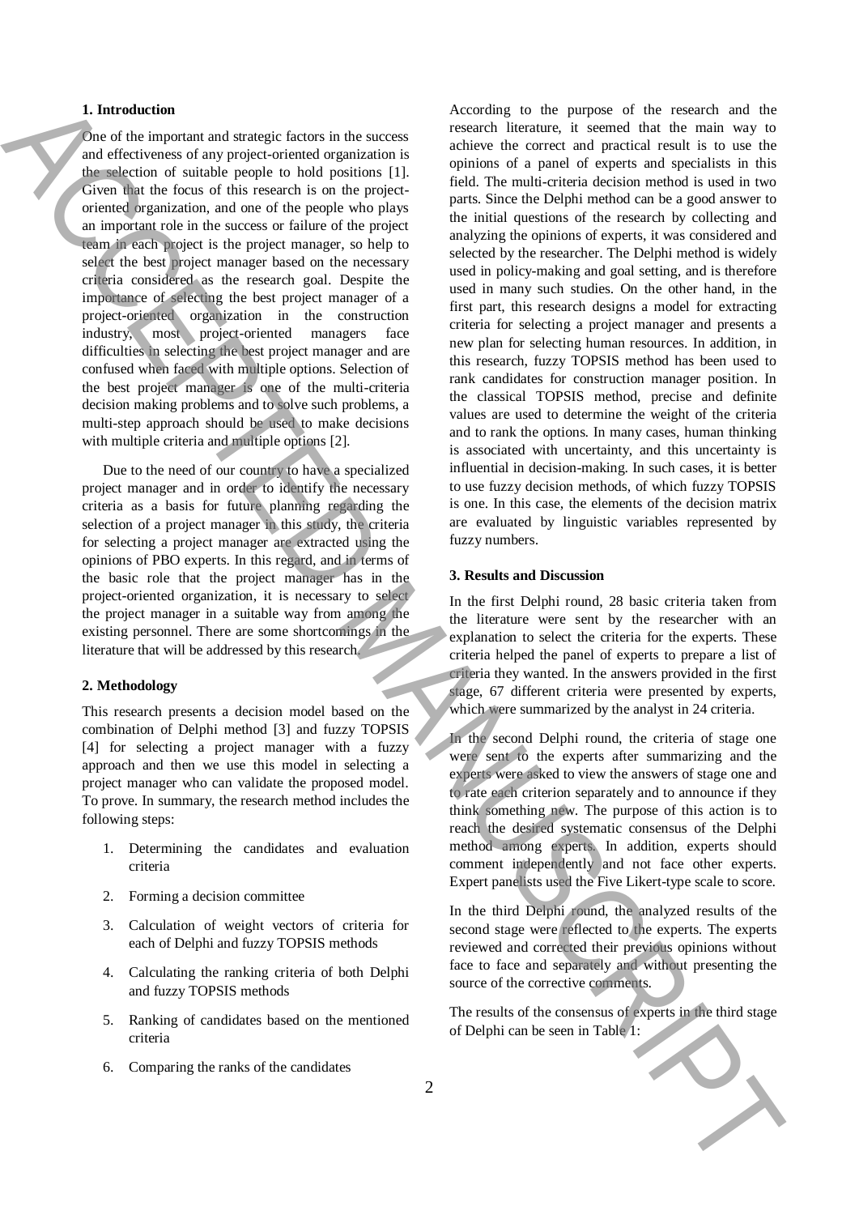## 1. Introduction

One of the important and strategic factors in the success and effectiveness of any project-oriented organization is the selection of suitable people to hold positions [1]. Given that the focus of this research is on the project-oriented organization, and one of the people who plays an important role in the success or failure of the project team in each project is the project manager, so help to select the best project manager based on the necessary criteria considered as the research goal. Despite the importance of selecting the best project manager of a project-oriented organization in the construction industry, most project-oriented managers face difficulties in selecting the best project manager and are confused when faced with multiple options. Selection of the best project manager is one of the multi-criteria decision making problems and to solve such problems, a multi-step approach should be used to make decisions with multiple criteria and multiple options [2].

Due to the need of our country to have a specialized project manager and in order to identify the necessary criteria as a basis for future planning regarding the selection of a project manager in this study, the criteria for selecting a project manager are extracted using the opinions of PBO experts. In this regard, and in terms of the basic role that the project manager has in the project-oriented organization, it is necessary to select the project manager in a suitable way from among the existing personnel. There are some shortcomings in the literature that will be addressed by this research.

## 2. Methodology

This research presents a decision model based on the combination of Delphi method [3] and fuzzy TOPSIS [4] for selecting a project manager with a fuzzy approach and then we use this model in selecting a project manager who can validate the proposed model. To prove. In summary, the research method includes the following steps:

1. Determining the candidates and evaluation criteria
2. Forming a decision committee
3. Calculation of weight vectors of criteria for each of Delphi and fuzzy TOPSIS methods
4. Calculating the ranking criteria of both Delphi and fuzzy TOPSIS methods
5. Ranking of candidates based on the mentioned criteria
6. Comparing the ranks of the candidates

According to the purpose of the research and the research literature, it seemed that the main way to achieve the correct and practical result is to use the opinions of a panel of experts and specialists in this field. The multi-criteria decision method is used in two parts. Since the Delphi method can be a good answer to the initial questions of the research by collecting and analyzing the opinions of experts, it was considered and selected by the researcher. The Delphi method is widely used in policy-making and goal setting, and is therefore used in many such studies. On the other hand, in the first part, this research designs a model for extracting criteria for selecting a project manager and presents a new plan for selecting human resources. In addition, in this research, fuzzy TOPSIS method has been used to rank candidates for construction manager position. In the classical TOPSIS method, precise and definite values are used to determine the weight of the criteria and to rank the options. In many cases, human thinking is associated with uncertainty, and this uncertainty is influential in decision-making. In such cases, it is better to use fuzzy decision methods, of which fuzzy TOPSIS is one. In this case, the elements of the decision matrix are evaluated by linguistic variables represented by fuzzy numbers.

## 3. Results and Discussion

In the first Delphi round, 28 basic criteria taken from the literature were sent by the researcher with an explanation to select the criteria for the experts. These criteria helped the panel of experts to prepare a list of criteria they wanted. In the answers provided in the first stage, 67 different criteria were presented by experts, which were summarized by the analyst in 24 criteria.

In the second Delphi round, the criteria of stage one were sent to the experts after summarizing and the experts were asked to view the answers of stage one and to rate each criterion separately and to announce if they think something new. The purpose of this action is to reach the desired systematic consensus of the Delphi method among experts. In addition, experts should comment independently and not face other experts. Expert panelists used the Five Likert-type scale to score.

In the third Delphi round, the analyzed results of the second stage were reflected to the experts. The experts reviewed and corrected their previous opinions without face to face and separately and without presenting the source of the corrective comments.

The results of the consensus of experts in the third stage of Delphi can be seen in Table 1: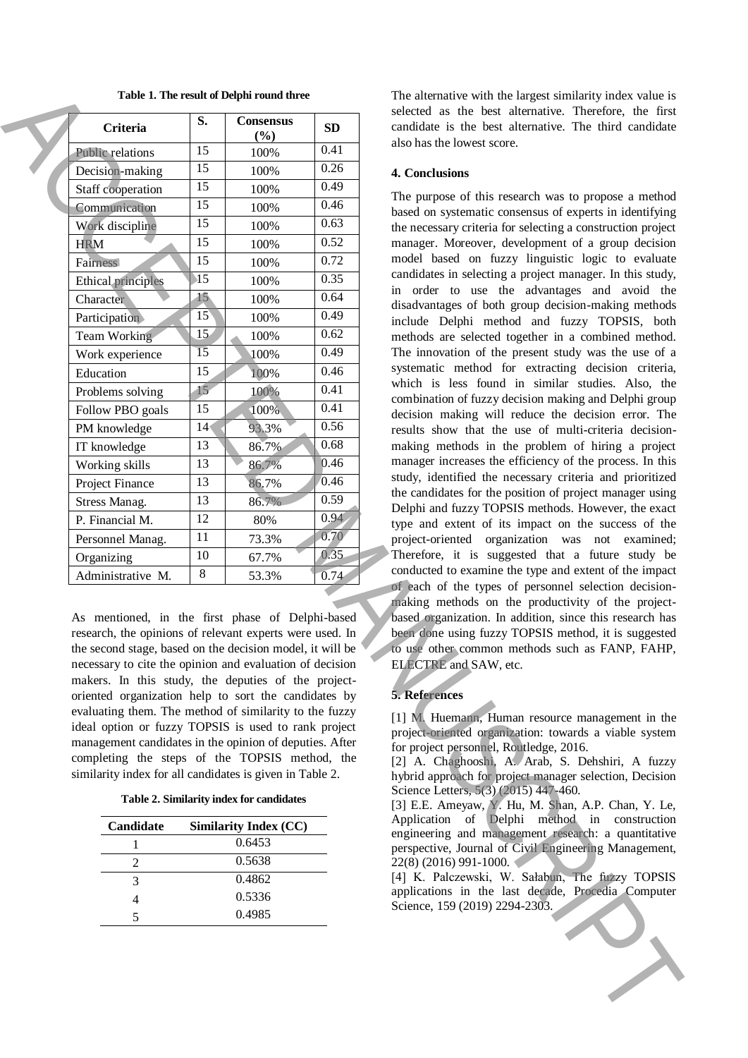**Table 1. The result of Delphi round three**

| Criteria | S. | Consensus (%) | SD |
|---|---|---|---|
| Public relations | 15 | 100% | 0.41 |
| Decision-making | 15 | 100% | 0.26 |
| Staff cooperation | 15 | 100% | 0.49 |
| Communication | 15 | 100% | 0.46 |
| Work discipline | 15 | 100% | 0.63 |
| HRM | 15 | 100% | 0.52 |
| Fairness | 15 | 100% | 0.72 |
| Ethical principles | 15 | 100% | 0.35 |
| Character | 15 | 100% | 0.64 |
| Participation | 15 | 100% | 0.49 |
| Team Working | 15 | 100% | 0.62 |
| Work experience | 15 | 100% | 0.49 |
| Education | 15 | 100% | 0.46 |
| Problems solving | 15 | 100% | 0.41 |
| Follow PBO goals | 15 | 100% | 0.41 |
| PM knowledge | 14 | 93.3% | 0.56 |
| IT knowledge | 13 | 86.7% | 0.68 |
| Working skills | 13 | 86.7% | 0.46 |
| Project Finance | 13 | 86.7% | 0.46 |
| Stress Manag. | 13 | 86.7% | 0.59 |
| P. Financial M. | 12 | 80% | 0.94 |
| Personnel Manag. | 11 | 73.3% | 0.70 |
| Organizing | 10 | 67.7% | 0.35 |
| Administrative M. | 8 | 53.3% | 0.74 |

As mentioned, in the first phase of Delphi-based research, the opinions of relevant experts were used. In the second stage, based on the decision model, it will be necessary to cite the opinion and evaluation of decision makers. In this study, the deputies of the project-oriented organization help to sort the candidates by evaluating them. The method of similarity to the fuzzy ideal option or fuzzy TOPSIS is used to rank project management candidates in the opinion of deputies. After completing the steps of the TOPSIS method, the similarity index for all candidates is given in Table 2.

**Table 2. Similarity index for candidates**

| Candidate | Similarity Index (CC) |
|---|---|
| 1 | 0.6453 |
| 2 | 0.5638 |
| 3 | 0.4862 |
| 4 | 0.5336 |
| 5 | 0.4985 |

The alternative with the largest similarity index value is selected as the best alternative. Therefore, the first candidate is the best alternative. The third candidate also has the lowest score.

#### 4. Conclusions

The purpose of this research was to propose a method based on systematic consensus of experts in identifying the necessary criteria for selecting a construction project manager. Moreover, development of a group decision model based on fuzzy linguistic logic to evaluate candidates in selecting a project manager. In this study, in order to use the advantages and avoid the disadvantages of both group decision-making methods include Delphi method and fuzzy TOPSIS, both methods are selected together in a combined method. The innovation of the present study was the use of a systematic method for extracting decision criteria, which is less found in similar studies. Also, the combination of fuzzy decision making and Delphi group decision making will reduce the decision error. The results show that the use of multi-criteria decision-making methods in the problem of hiring a project manager increases the efficiency of the process. In this study, identified the necessary criteria and prioritized the candidates for the position of project manager using Delphi and fuzzy TOPSIS methods. However, the exact type and extent of its impact on the success of the project-oriented organization was not examined; Therefore, it is suggested that a future study be conducted to examine the type and extent of the impact of each of the types of personnel selection decision-making methods on the productivity of the project-based organization. In addition, since this research has been done using fuzzy TOPSIS method, it is suggested to use other common methods such as FANP, FAHP, ELECTRE and SAW, etc.

#### 5. References

[1] M. Huemann, Human resource management in the project-oriented organization: towards a viable system for project personnel, Routledge, 2016.

[2] A. Chaghooshi, A. Arab, S. Dehshiri, A fuzzy hybrid approach for project manager selection, Decision Science Letters, 5(3) (2015) 447-460.

[3] E.E. Ameyaw, Y. Hu, M. Shan, A.P. Chan, Y. Le, Application of Delphi method in construction engineering and management research: a quantitative perspective, Journal of Civil Engineering Management, 22(8) (2016) 991-1000.

[4] K. Palczewski, W. Sałabun, The fuzzy TOPSIS applications in the last decade, Procedia Computer Science, 159 (2019) 2294-2303.